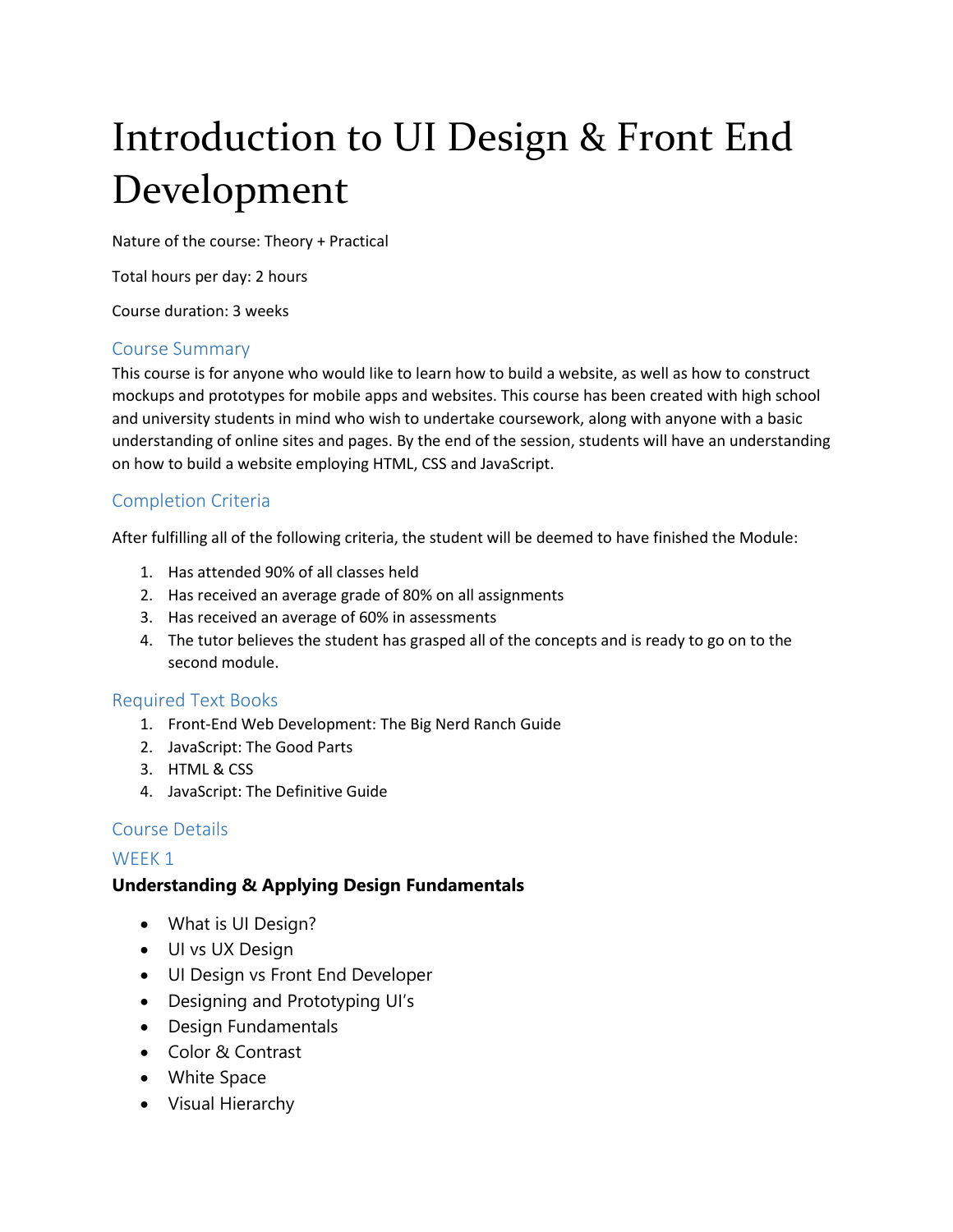# Introduction to UI Design & Front End Development

Nature of the course: Theory + Practical

Total hours per day: 2 hours

Course duration: 3 weeks

## Course Summary

This course is for anyone who would like to learn how to build a website, as well as how to construct mockups and prototypes for mobile apps and websites. This course has been created with high school and university students in mind who wish to undertake coursework, along with anyone with a basic understanding of online sites and pages. By the end of the session, students will have an understanding on how to build a website employing HTML, CSS and JavaScript.

## Completion Criteria

After fulfilling all of the following criteria, the student will be deemed to have finished the Module:

1. Has attended 90% of all classes held
2. Has received an average grade of 80% on all assignments
3. Has received an average of 60% in assessments
4. The tutor believes the student has grasped all of the concepts and is ready to go on to the second module.

## Required Text Books

1. Front-End Web Development: The Big Nerd Ranch Guide
2. JavaScript: The Good Parts
3. HTML & CSS
4. JavaScript: The Definitive Guide

## Course Details

## WEEK 1

**Understanding & Applying Design Fundamentals**

- What is UI Design?
- UI vs UX Design
- UI Design vs Front End Developer
- Designing and Prototyping UI's
- Design Fundamentals
- Color & Contrast
- White Space
- Visual Hierarchy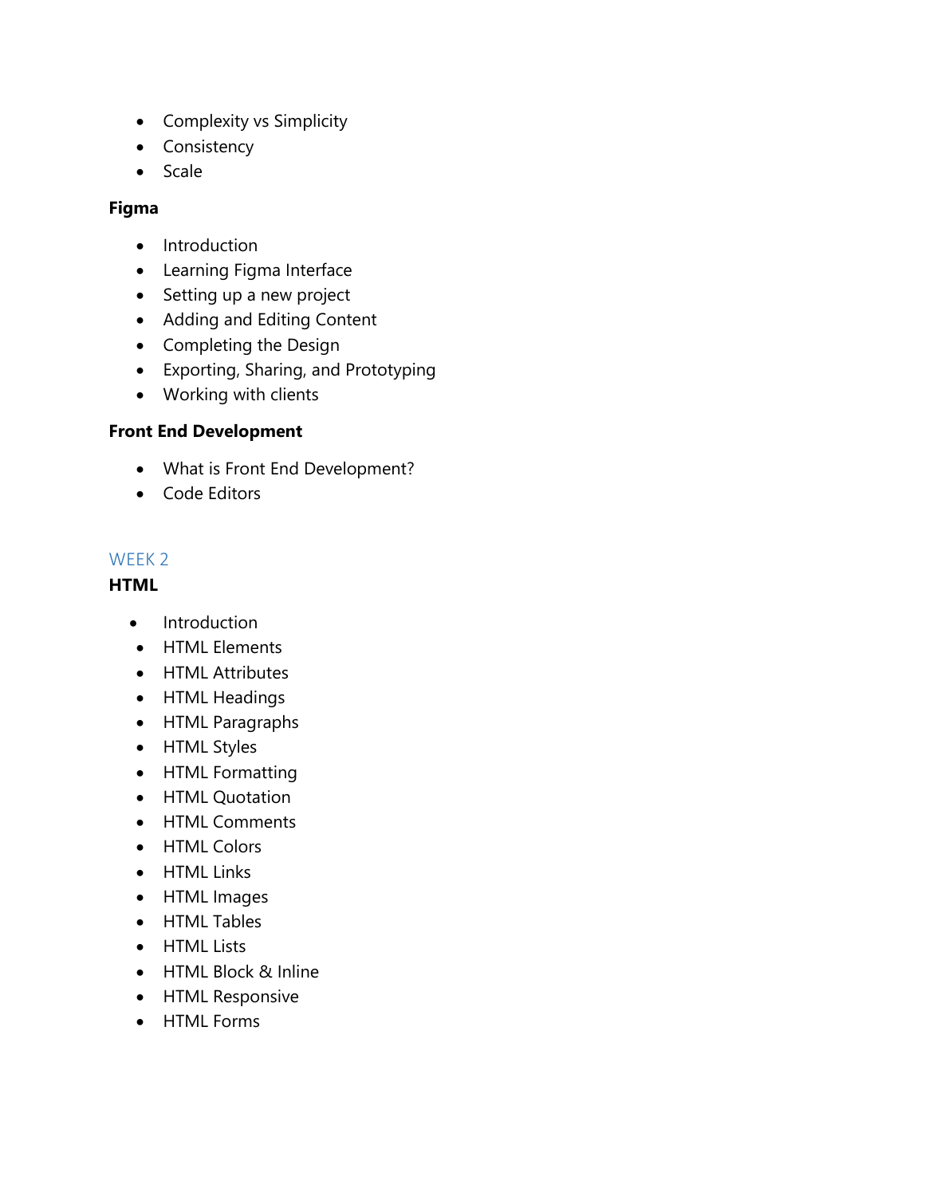- Complexity vs Simplicity
- Consistency
- Scale

**Figma**

- Introduction
- Learning Figma Interface
- Setting up a new project
- Adding and Editing Content
- Completing the Design
- Exporting, Sharing, and Prototyping
- Working with clients

**Front End Development**

- What is Front End Development?
- Code Editors

## WEEK 2

**HTML**

- Introduction
- HTML Elements
- HTML Attributes
- HTML Headings
- HTML Paragraphs
- HTML Styles
- HTML Formatting
- HTML Quotation
- HTML Comments
- HTML Colors
- HTML Links
- HTML Images
- HTML Tables
- HTML Lists
- HTML Block & Inline
- HTML Responsive
- HTML Forms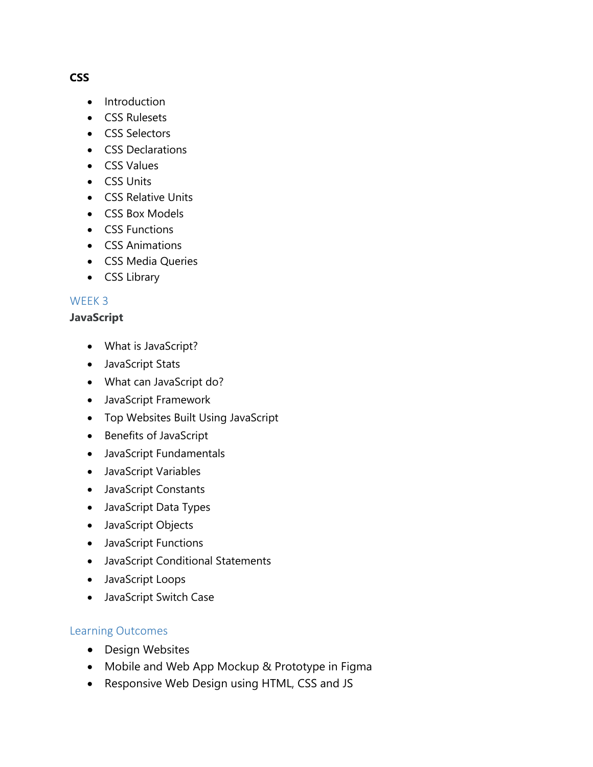**CSS**

- Introduction
- CSS Rulesets
- CSS Selectors
- CSS Declarations
- CSS Values
- CSS Units
- CSS Relative Units
- CSS Box Models
- CSS Functions
- CSS Animations
- CSS Media Queries
- CSS Library

## WEEK 3

**JavaScript**

- What is JavaScript?
- JavaScript Stats
- What can JavaScript do?
- JavaScript Framework
- Top Websites Built Using JavaScript
- Benefits of JavaScript
- JavaScript Fundamentals
- JavaScript Variables
- JavaScript Constants
- JavaScript Data Types
- JavaScript Objects
- JavaScript Functions
- JavaScript Conditional Statements
- JavaScript Loops
- JavaScript Switch Case

## Learning Outcomes

- Design Websites
- Mobile and Web App Mockup & Prototype in Figma
- Responsive Web Design using HTML, CSS and JS